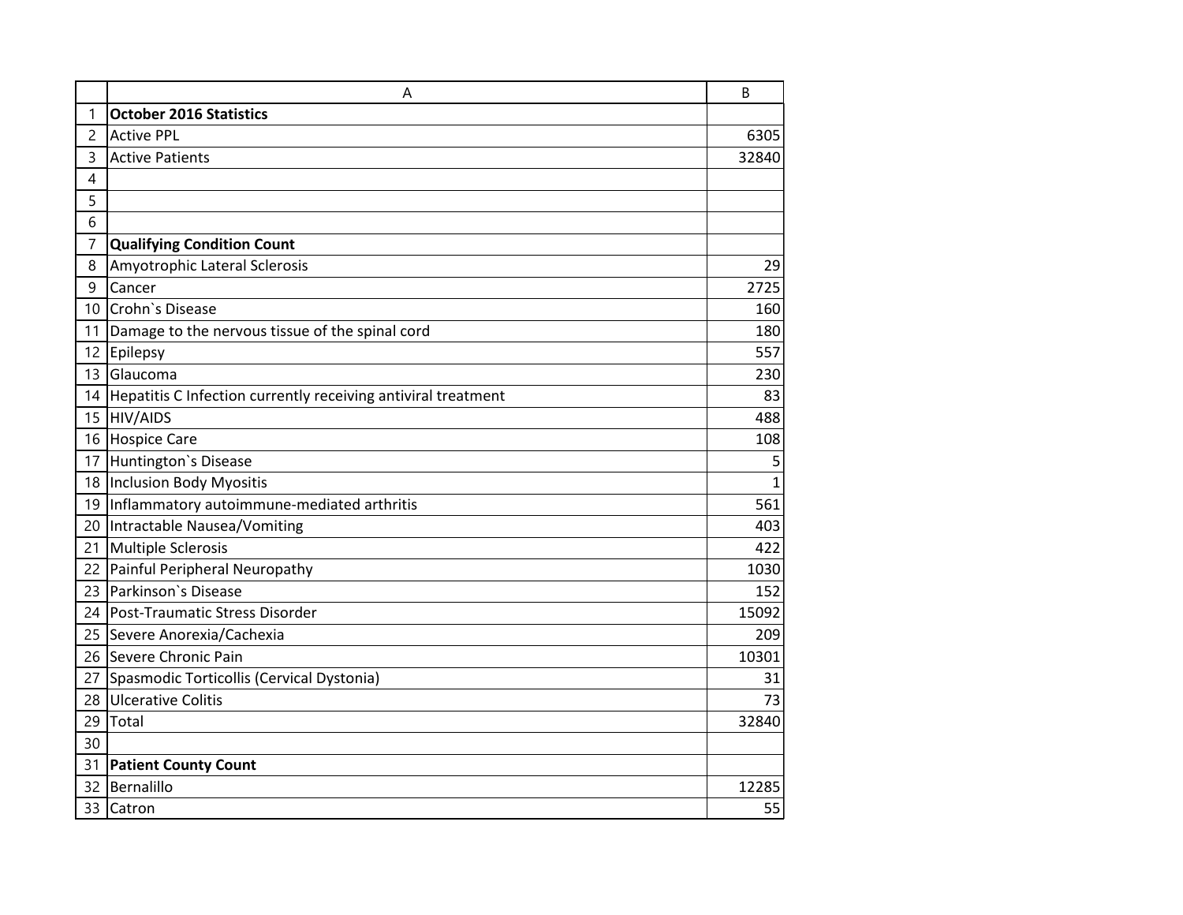| | A | B |
|---|---|---|
| 1 | **October 2016 Statistics** | |
| 2 | Active PPL | 6305 |
| 3 | Active Patients | 32840 |
| 4 | | |
| 5 | | |
| 6 | | |
| 7 | **Qualifying Condition Count** | |
| 8 | Amyotrophic Lateral Sclerosis | 29 |
| 9 | Cancer | 2725 |
| 10 | Crohn`s Disease | 160 |
| 11 | Damage to the nervous tissue of the spinal cord | 180 |
| 12 | Epilepsy | 557 |
| 13 | Glaucoma | 230 |
| 14 | Hepatitis C Infection currently receiving antiviral treatment | 83 |
| 15 | HIV/AIDS | 488 |
| 16 | Hospice Care | 108 |
| 17 | Huntington`s Disease | 5 |
| 18 | Inclusion Body Myositis | 1 |
| 19 | Inflammatory autoimmune-mediated arthritis | 561 |
| 20 | Intractable Nausea/Vomiting | 403 |
| 21 | Multiple Sclerosis | 422 |
| 22 | Painful Peripheral Neuropathy | 1030 |
| 23 | Parkinson`s Disease | 152 |
| 24 | Post-Traumatic Stress Disorder | 15092 |
| 25 | Severe Anorexia/Cachexia | 209 |
| 26 | Severe Chronic Pain | 10301 |
| 27 | Spasmodic Torticollis (Cervical Dystonia) | 31 |
| 28 | Ulcerative Colitis | 73 |
| 29 | Total | 32840 |
| 30 | | |
| 31 | **Patient County Count** | |
| 32 | Bernalillo | 12285 |
| 33 | Catron | 55 |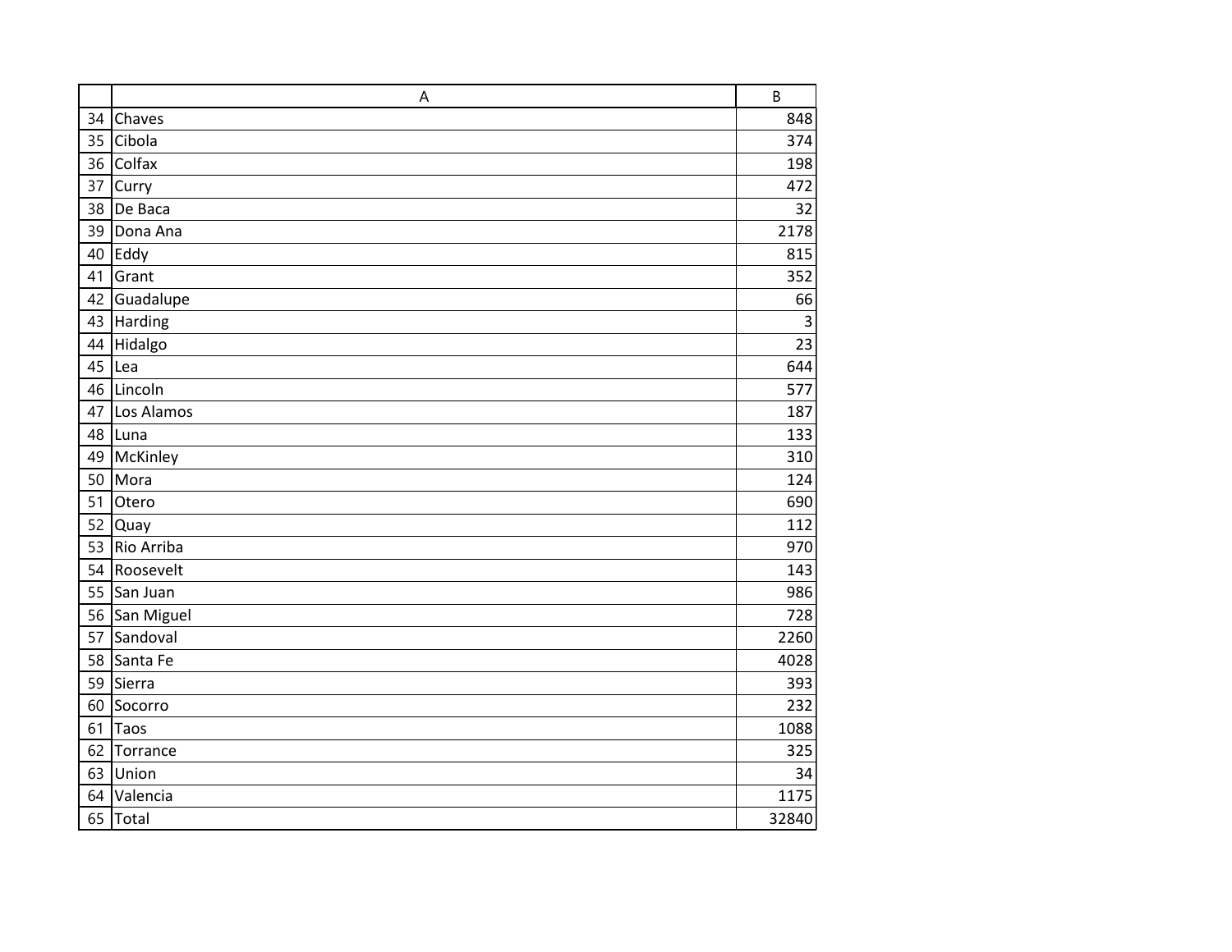| | A | B |
|---|---|---|
| 34 | Chaves | 848 |
| 35 | Cibola | 374 |
| 36 | Colfax | 198 |
| 37 | Curry | 472 |
| 38 | De Baca | 32 |
| 39 | Dona Ana | 2178 |
| 40 | Eddy | 815 |
| 41 | Grant | 352 |
| 42 | Guadalupe | 66 |
| 43 | Harding | 3 |
| 44 | Hidalgo | 23 |
| 45 | Lea | 644 |
| 46 | Lincoln | 577 |
| 47 | Los Alamos | 187 |
| 48 | Luna | 133 |
| 49 | McKinley | 310 |
| 50 | Mora | 124 |
| 51 | Otero | 690 |
| 52 | Quay | 112 |
| 53 | Rio Arriba | 970 |
| 54 | Roosevelt | 143 |
| 55 | San Juan | 986 |
| 56 | San Miguel | 728 |
| 57 | Sandoval | 2260 |
| 58 | Santa Fe | 4028 |
| 59 | Sierra | 393 |
| 60 | Socorro | 232 |
| 61 | Taos | 1088 |
| 62 | Torrance | 325 |
| 63 | Union | 34 |
| 64 | Valencia | 1175 |
| 65 | Total | 32840 |